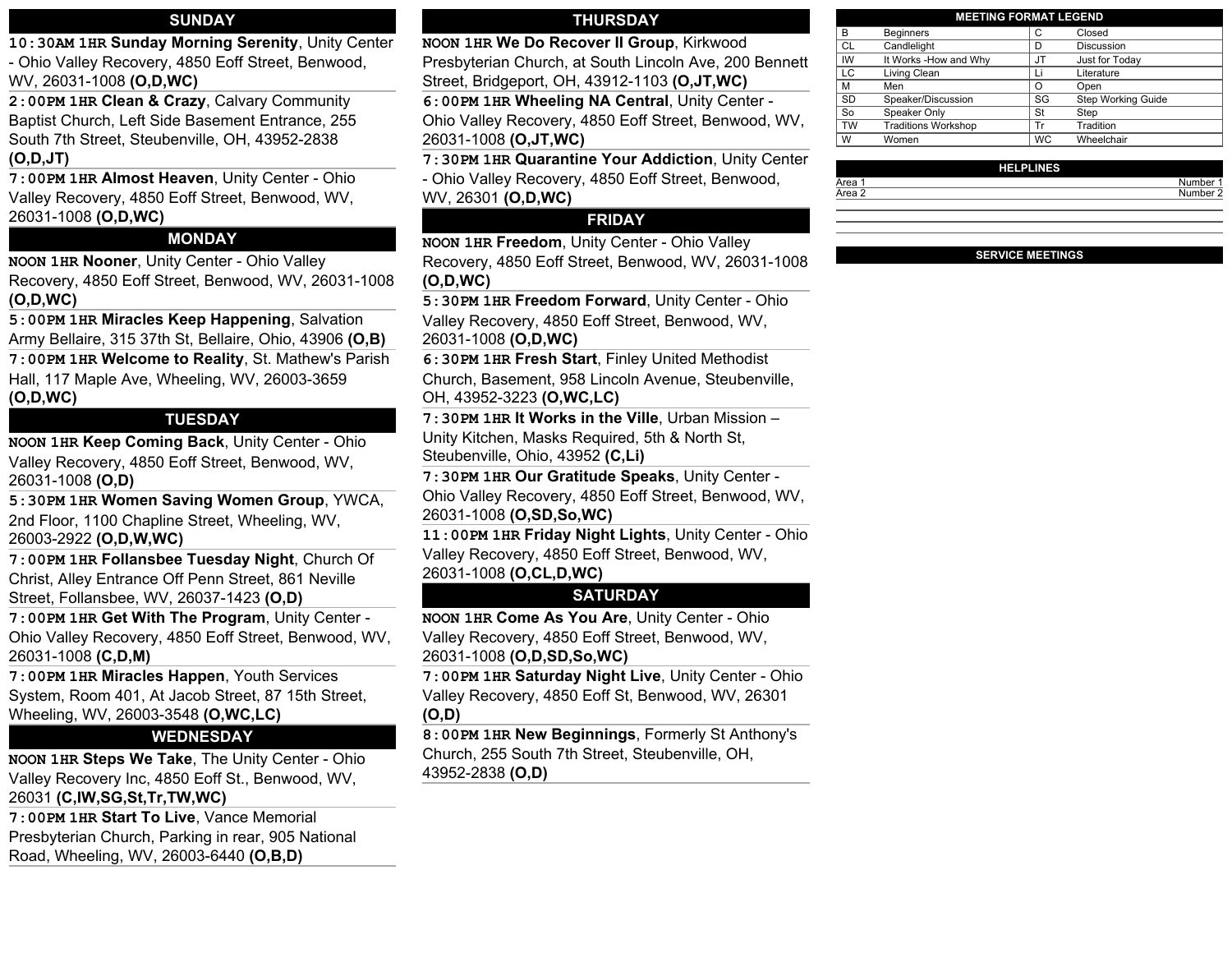## SUNDAY

**10:30AM 1HR Sunday Morning Serenity**, Unity Center - Ohio Valley Recovery, 4850 Eoff Street, Benwood, WV, 26031-1008 **(O,D,WC)**

**2:00PM 1HR Clean & Crazy**, Calvary Community Baptist Church, Left Side Basement Entrance, 255 South 7th Street, Steubenville, OH, 43952-2838 **(O,D,JT)**

**7:00PM 1HR Almost Heaven**, Unity Center - Ohio Valley Recovery, 4850 Eoff Street, Benwood, WV, 26031-1008 **(O,D,WC)**

## MONDAY

**NOON 1HR Nooner**, Unity Center - Ohio Valley Recovery, 4850 Eoff Street, Benwood, WV, 26031-1008 **(O,D,WC)**

**5:00PM 1HR Miracles Keep Happening**, Salvation Army Bellaire, 315 37th St, Bellaire, Ohio, 43906 **(O,B)**

**7:00PM 1HR Welcome to Reality**, St. Mathew's Parish Hall, 117 Maple Ave, Wheeling, WV, 26003-3659 **(O,D,WC)**

## TUESDAY

**NOON 1HR Keep Coming Back**, Unity Center - Ohio Valley Recovery, 4850 Eoff Street, Benwood, WV, 26031-1008 **(O,D)**

**5:30PM 1HR Women Saving Women Group**, YWCA, 2nd Floor, 1100 Chapline Street, Wheeling, WV, 26003-2922 **(O,D,W,WC)**

**7:00PM 1HR Follansbee Tuesday Night**, Church Of Christ, Alley Entrance Off Penn Street, 861 Neville Street, Follansbee, WV, 26037-1423 **(O,D)**

**7:00PM 1HR Get With The Program**, Unity Center - Ohio Valley Recovery, 4850 Eoff Street, Benwood, WV, 26031-1008 **(C,D,M)**

**7:00PM 1HR Miracles Happen**, Youth Services System, Room 401, At Jacob Street, 87 15th Street, Wheeling, WV, 26003-3548 **(O,WC,LC)**

## WEDNESDAY

**NOON 1HR Steps We Take**, The Unity Center - Ohio Valley Recovery Inc, 4850 Eoff St., Benwood, WV, 26031 **(C,IW,SG,St,Tr,TW,WC)**

**7:00PM 1HR Start To Live**, Vance Memorial Presbyterian Church, Parking in rear, 905 National Road, Wheeling, WV, 26003-6440 **(O,B,D)**

## THURSDAY

**NOON 1HR We Do Recover II Group**, Kirkwood Presbyterian Church, at South Lincoln Ave, 200 Bennett Street, Bridgeport, OH, 43912-1103 **(O,JT,WC)**

**6:00PM 1HR Wheeling NA Central**, Unity Center - Ohio Valley Recovery, 4850 Eoff Street, Benwood, WV, 26031-1008 **(O,JT,WC)**

**7:30PM 1HR Quarantine Your Addiction**, Unity Center - Ohio Valley Recovery, 4850 Eoff Street, Benwood, WV, 26301 **(O,D,WC)**

## FRIDAY

**NOON 1HR Freedom**, Unity Center - Ohio Valley Recovery, 4850 Eoff Street, Benwood, WV, 26031-1008 **(O,D,WC)**

**5:30PM 1HR Freedom Forward**, Unity Center - Ohio Valley Recovery, 4850 Eoff Street, Benwood, WV, 26031-1008 **(O,D,WC)**

**6:30PM 1HR Fresh Start**, Finley United Methodist Church, Basement, 958 Lincoln Avenue, Steubenville, OH, 43952-3223 **(O,WC,LC)**

**7:30PM 1HR It Works in the Ville**, Urban Mission – Unity Kitchen, Masks Required, 5th & North St, Steubenville, Ohio, 43952 **(C,Li)**

**7:30PM 1HR Our Gratitude Speaks**, Unity Center - Ohio Valley Recovery, 4850 Eoff Street, Benwood, WV, 26031-1008 **(O,SD,So,WC)**

**11:00PM 1HR Friday Night Lights**, Unity Center - Ohio Valley Recovery, 4850 Eoff Street, Benwood, WV, 26031-1008 **(O,CL,D,WC)**

## SATURDAY

**NOON 1HR Come As You Are**, Unity Center - Ohio Valley Recovery, 4850 Eoff Street, Benwood, WV, 26031-1008 **(O,D,SD,So,WC)**

**7:00PM 1HR Saturday Night Live**, Unity Center - Ohio Valley Recovery, 4850 Eoff St, Benwood, WV, 26301 **(O,D)**

**8:00PM 1HR New Beginnings**, Formerly St Anthony's Church, 255 South 7th Street, Steubenville, OH, 43952-2838 **(O,D)**

## MEETING FORMAT LEGEND

| | | | |
|---|---|---|---|
| B | Beginners | C | Closed |
| CL | Candlelight | D | Discussion |
| IW | It Works -How and Why | JT | Just for Today |
| LC | Living Clean | Li | Literature |
| M | Men | O | Open |
| SD | Speaker/Discussion | SG | Step Working Guide |
| So | Speaker Only | St | Step |
| TW | Traditions Workshop | Tr | Tradition |
| W | Women | WC | Wheelchair |

## HELPLINES

| | |
|---|---|
| Area 1 | Number 1 |
| Area 2 | Number 2 |

## SERVICE MEETINGS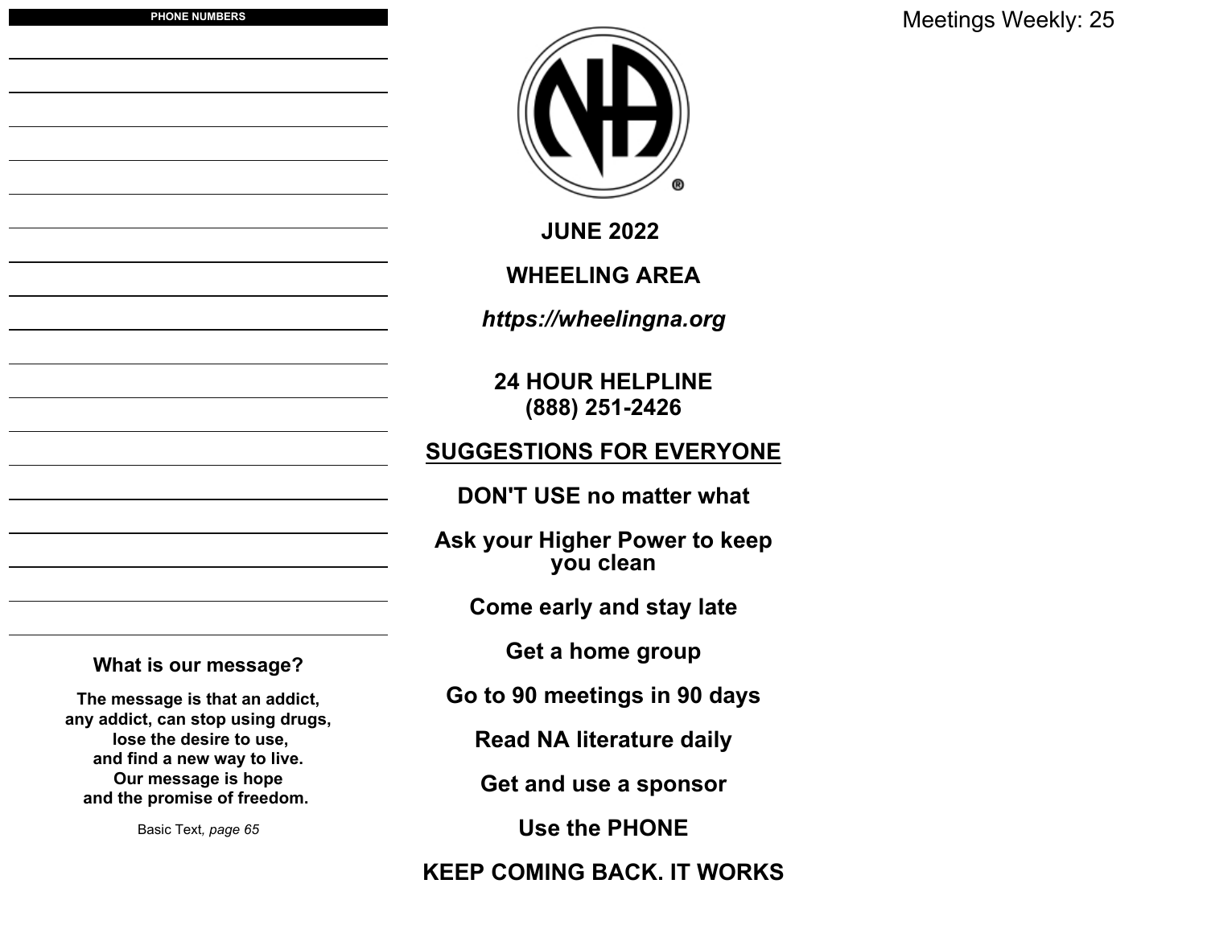**PHONE NUMBERS**

### What is our message?

**The message is that an addict, any addict, can stop using drugs, lose the desire to use, and find a new way to live. Our message is hope and the promise of freedom.**

Basic Text*, page 65*

## JUNE 2022

## WHEELING AREA

***https://wheelingna.org***

**24 HOUR HELPLINE**
**(888) 251-2426**

**SUGGESTIONS FOR EVERYONE**

**DON'T USE no matter what**

**Ask your Higher Power to keep you clean**

**Come early and stay late**

**Get a home group**

**Go to 90 meetings in 90 days**

**Read NA literature daily**

**Get and use a sponsor**

**Use the PHONE**

**KEEP COMING BACK. IT WORKS**

Meetings Weekly: 25